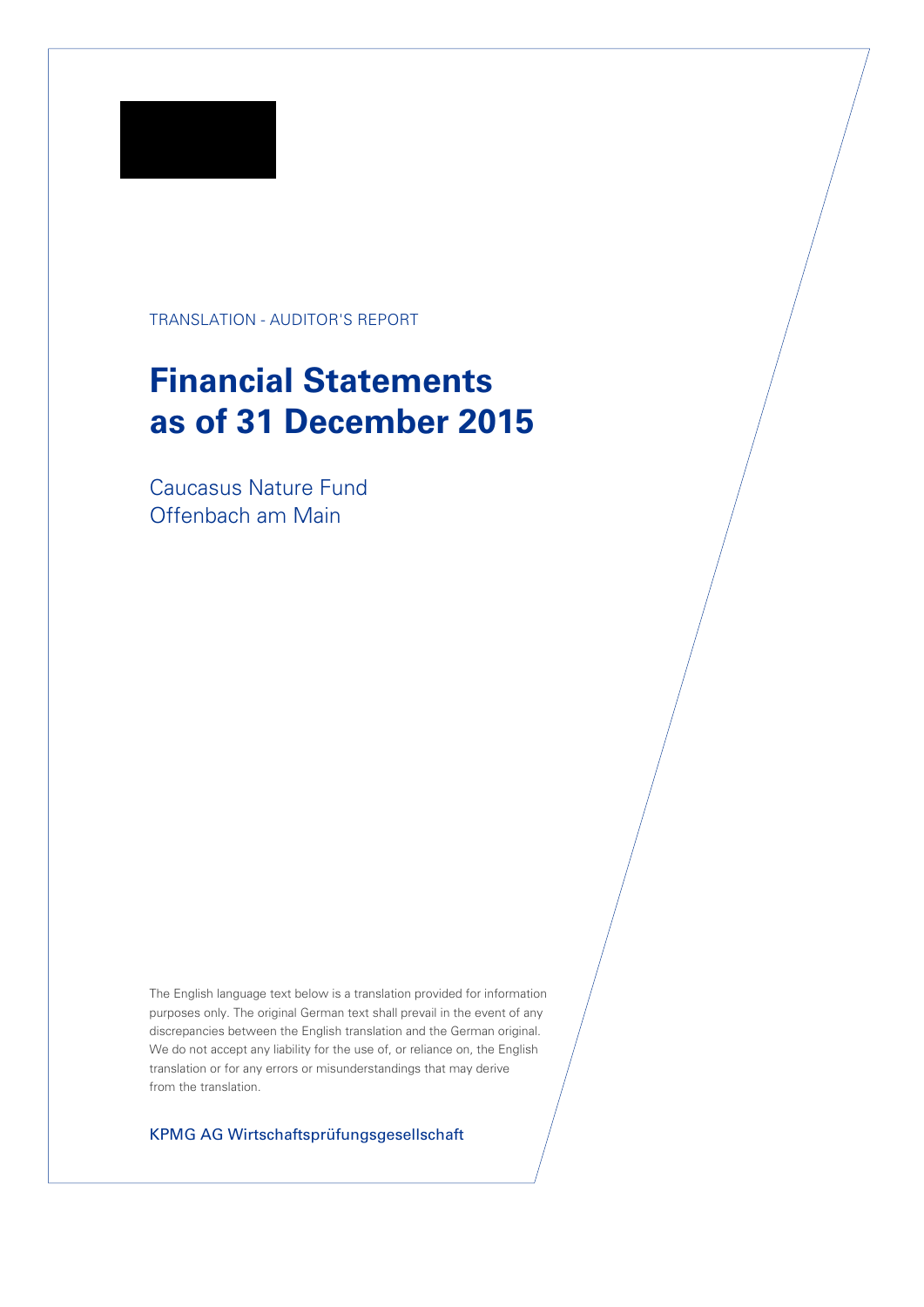TRANSLATION - AUDITOR'S REPORT

# Financial Statements as of 31 December 2015

Caucasus Nature Fund
Offenbach am Main

The English language text below is a translation provided for information purposes only. The original German text shall prevail in the event of any discrepancies between the English translation and the German original. We do not accept any liability for the use of, or reliance on, the English translation or for any errors or misunderstandings that may derive from the translation.

KPMG AG Wirtschaftsprüfungsgesellschaft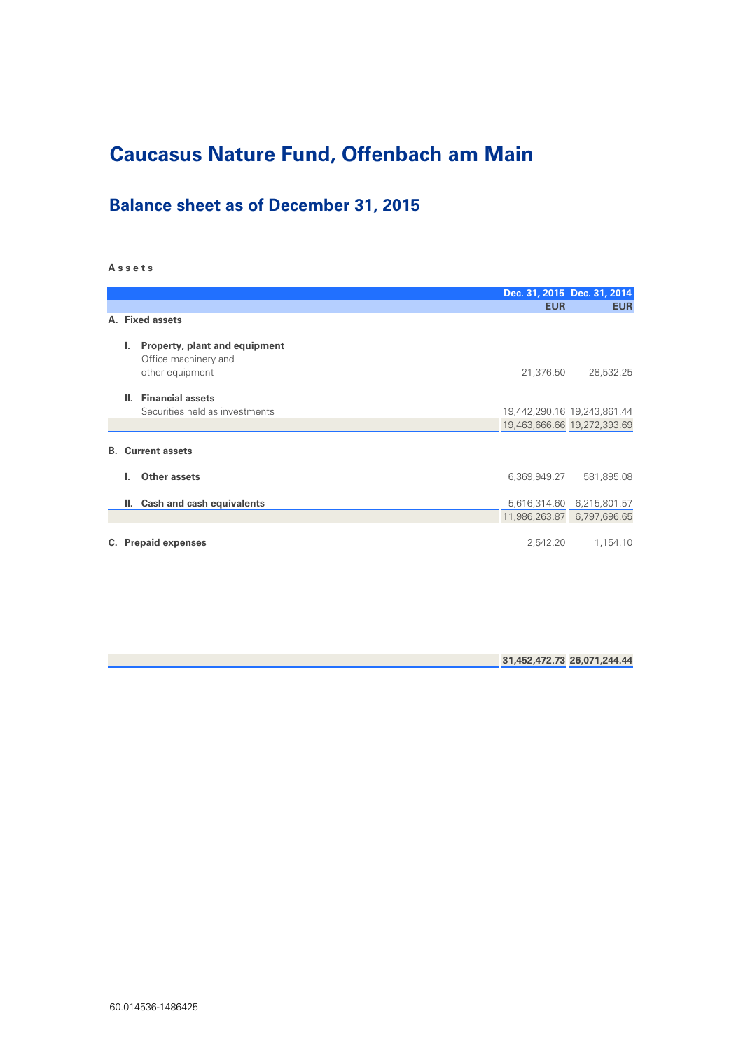# Caucasus Nature Fund, Offenbach am Main

## Balance sheet as of December 31, 2015

**Assets**

| | Dec. 31, 2015 | Dec. 31, 2014 |
|---|---|---|
| | EUR | EUR |
| **A. Fixed assets** | | |
| **I. Property, plant and equipment** | | |
| Office machinery and other equipment | 21,376.50 | 28,532.25 |
| **II. Financial assets** | | |
| Securities held as investments | 19,442,290.16 | 19,243,861.44 |
| | 19,463,666.66 | 19,272,393.69 |
| **B. Current assets** | | |
| **I. Other assets** | 6,369,949.27 | 581,895.08 |
| **II. Cash and cash equivalents** | 5,616,314.60 | 6,215,801.57 |
| | 11,986,263.87 | 6,797,696.65 |
| **C. Prepaid expenses** | 2,542.20 | 1,154.10 |
| | **31,452,472.73** | **26,071,244.44** |

60.014536-1486425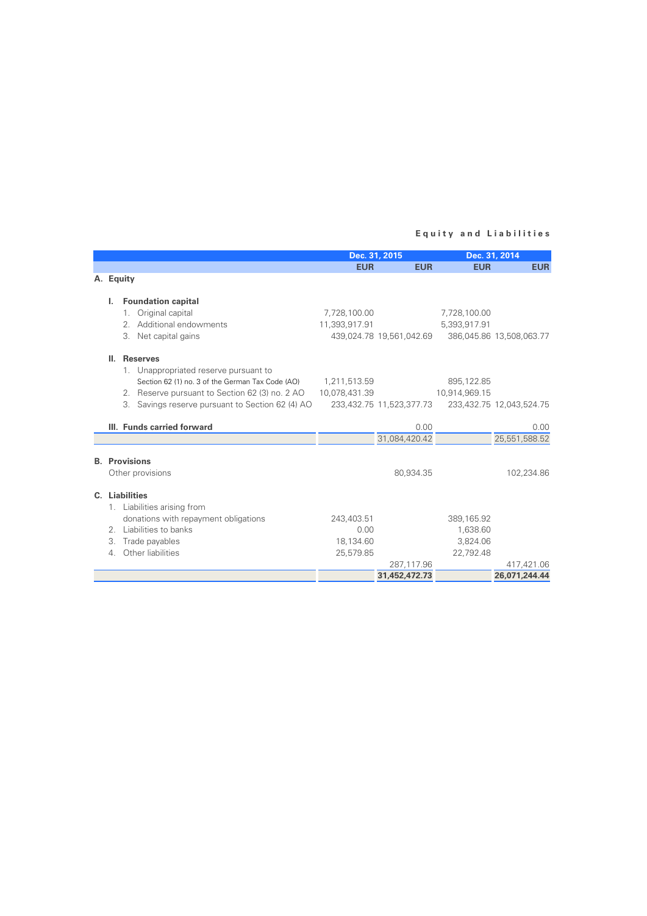## Equity and Liabilities

| | Dec. 31, 2015 | | Dec. 31, 2014 | |
|---|---|---|---|---|
| | EUR | EUR | EUR | EUR |
| **A. Equity** | | | | |
| **I. Foundation capital** | | | | |
| 1. Original capital | 7,728,100.00 | | 7,728,100.00 | |
| 2. Additional endowments | 11,393,917.91 | | 5,393,917.91 | |
| 3. Net capital gains | 439,024.78 | 19,561,042.69 | 386,045.86 | 13,508,063.77 |
| **II. Reserves** | | | | |
| 1. Unappropriated reserve pursuant to Section 62 (1) no. 3 of the German Tax Code (AO) | 1,211,513.59 | | 895,122.85 | |
| 2. Reserve pursuant to Section 62 (3) no. 2 AO | 10,078,431.39 | | 10,914,969.15 | |
| 3. Savings reserve pursuant to Section 62 (4) AO | 233,432.75 | 11,523,377.73 | 233,432.75 | 12,043,524.75 |
| **III. Funds carried forward** | | 0.00 | | 0.00 |
| | | 31,084,420.42 | | 25,551,588.52 |
| **B. Provisions** | | | | |
| Other provisions | | 80,934.35 | | 102,234.86 |
| **C. Liabilities** | | | | |
| 1. Liabilities arising from donations with repayment obligations | 243,403.51 | | 389,165.92 | |
| 2. Liabilities to banks | 0.00 | | 1,638.60 | |
| 3. Trade payables | 18,134.60 | | 3,824.06 | |
| 4. Other liabilities | 25,579.85 | | 22,792.48 | |
| | | 287,117.96 | | 417,421.06 |
| | | **31,452,472.73** | | **26,071,244.44** |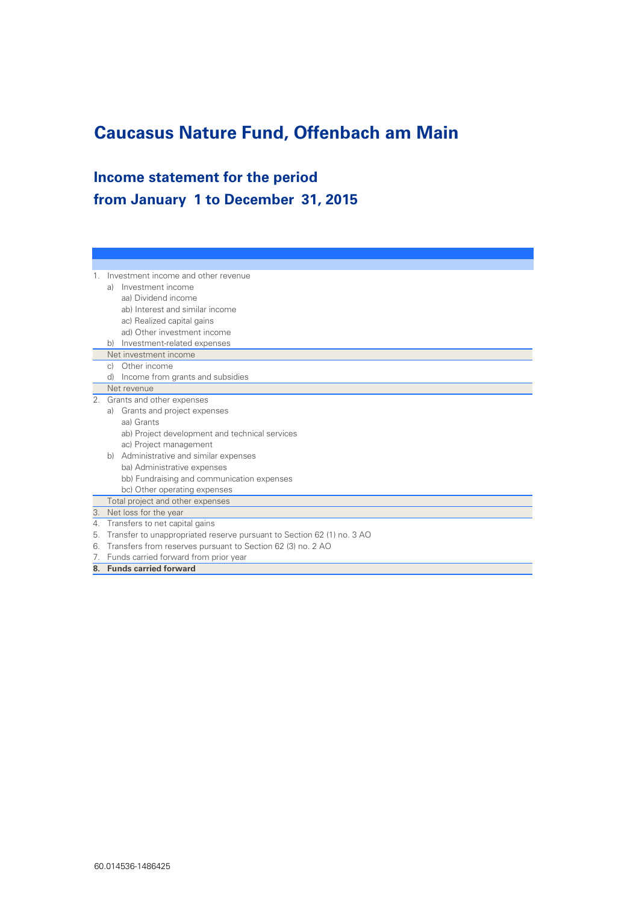# Caucasus Nature Fund, Offenbach am Main

## Income statement for the period from January 1 to December 31, 2015

| |
|---|
| 1. Investment income and other revenue |
| a) Investment income |
| aa) Dividend income |
| ab) Interest and similar income |
| ac) Realized capital gains |
| ad) Other investment income |
| b) Investment-related expenses |
| Net investment income |
| c) Other income |
| d) Income from grants and subsidies |
| Net revenue |
| 2. Grants and other expenses |
| a) Grants and project expenses |
| aa) Grants |
| ab) Project development and technical services |
| ac) Project management |
| b) Administrative and similar expenses |
| ba) Administrative expenses |
| bb) Fundraising and communication expenses |
| bc) Other operating expenses |
| Total project and other expenses |
| 3. Net loss for the year |
| 4. Transfers to net capital gains |
| 5. Transfer to unappropriated reserve pursuant to Section 62 (1) no. 3 AO |
| 6. Transfers from reserves pursuant to Section 62 (3) no. 2 AO |
| 7. Funds carried forward from prior year |
| **8. Funds carried forward** |

60.014536-1486425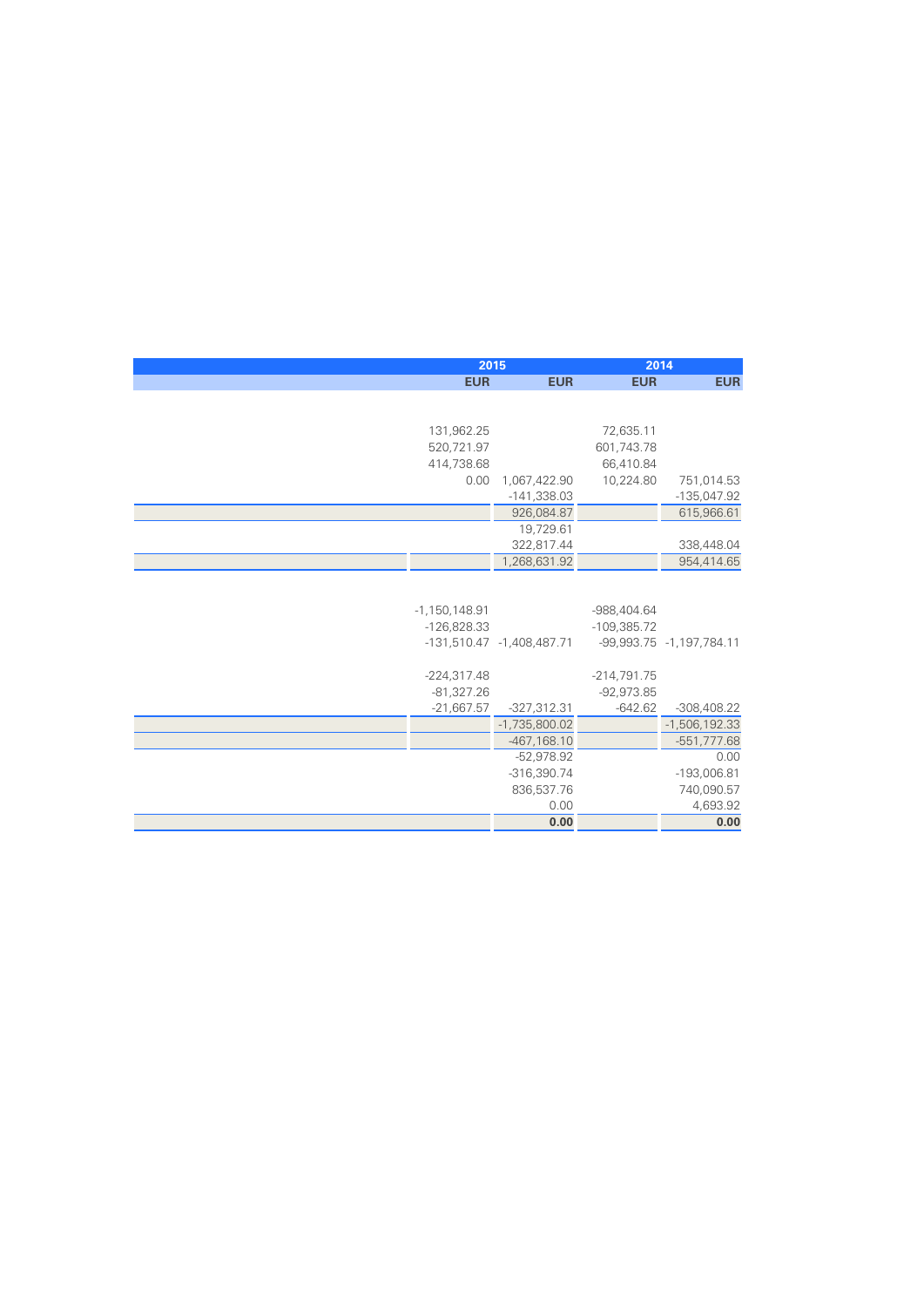| | 2015 | | 2014 | |
|---|---|---|---|---|
| | EUR | EUR | EUR | EUR |
| | | | | |
| | 131,962.25 | | 72,635.11 | |
| | 520,721.97 | | 601,743.78 | |
| | 414,738.68 | | 66,410.84 | |
| | 0.00 | 1,067,422.90 | 10,224.80 | 751,014.53 |
| | | -141,338.03 | | -135,047.92 |
| | | 926,084.87 | | 615,966.61 |
| | | 19,729.61 | | |
| | | 322,817.44 | | 338,448.04 |
| | | 1,268,631.92 | | 954,414.65 |
| | | | | |
| | -1,150,148.91 | | -988,404.64 | |
| | -126,828.33 | | -109,385.72 | |
| | -131,510.47 | -1,408,487.71 | -99,993.75 | -1,197,784.11 |
| | | | | |
| | -224,317.48 | | -214,791.75 | |
| | -81,327.26 | | -92,973.85 | |
| | -21,667.57 | -327,312.31 | -642.62 | -308,408.22 |
| | | -1,735,800.02 | | -1,506,192.33 |
| | | -467,168.10 | | -551,777.68 |
| | | -52,978.92 | | 0.00 |
| | | -316,390.74 | | -193,006.81 |
| | | 836,537.76 | | 740,090.57 |
| | | 0.00 | | 4,693.92 |
| | | **0.00** | | **0.00** |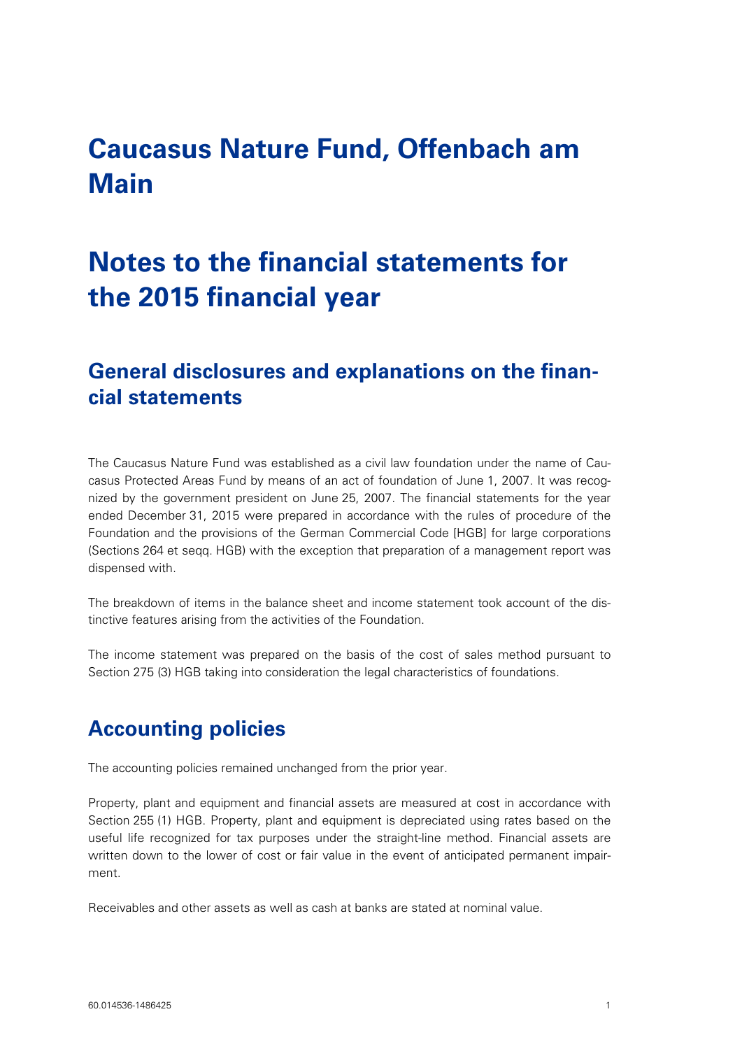# Caucasus Nature Fund, Offenbach am Main

# Notes to the financial statements for the 2015 financial year

## General disclosures and explanations on the financial statements

The Caucasus Nature Fund was established as a civil law foundation under the name of Caucasus Protected Areas Fund by means of an act of foundation of June 1, 2007. It was recognized by the government president on June 25, 2007. The financial statements for the year ended December 31, 2015 were prepared in accordance with the rules of procedure of the Foundation and the provisions of the German Commercial Code [HGB] for large corporations (Sections 264 et seqq. HGB) with the exception that preparation of a management report was dispensed with.

The breakdown of items in the balance sheet and income statement took account of the distinctive features arising from the activities of the Foundation.

The income statement was prepared on the basis of the cost of sales method pursuant to Section 275 (3) HGB taking into consideration the legal characteristics of foundations.

## Accounting policies

The accounting policies remained unchanged from the prior year.

Property, plant and equipment and financial assets are measured at cost in accordance with Section 255 (1) HGB. Property, plant and equipment is depreciated using rates based on the useful life recognized for tax purposes under the straight-line method. Financial assets are written down to the lower of cost or fair value in the event of anticipated permanent impairment.

Receivables and other assets as well as cash at banks are stated at nominal value.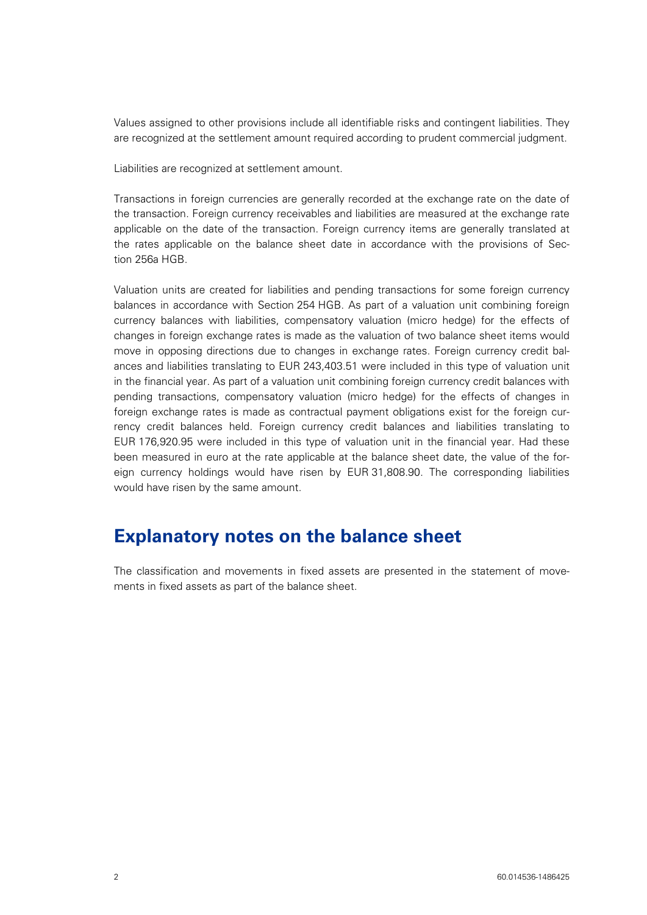Values assigned to other provisions include all identifiable risks and contingent liabilities. They are recognized at the settlement amount required according to prudent commercial judgment.

Liabilities are recognized at settlement amount.

Transactions in foreign currencies are generally recorded at the exchange rate on the date of the transaction. Foreign currency receivables and liabilities are measured at the exchange rate applicable on the date of the transaction. Foreign currency items are generally translated at the rates applicable on the balance sheet date in accordance with the provisions of Section 256a HGB.

Valuation units are created for liabilities and pending transactions for some foreign currency balances in accordance with Section 254 HGB. As part of a valuation unit combining foreign currency balances with liabilities, compensatory valuation (micro hedge) for the effects of changes in foreign exchange rates is made as the valuation of two balance sheet items would move in opposing directions due to changes in exchange rates. Foreign currency credit balances and liabilities translating to EUR 243,403.51 were included in this type of valuation unit in the financial year. As part of a valuation unit combining foreign currency credit balances with pending transactions, compensatory valuation (micro hedge) for the effects of changes in foreign exchange rates is made as contractual payment obligations exist for the foreign currency credit balances held. Foreign currency credit balances and liabilities translating to EUR 176,920.95 were included in this type of valuation unit in the financial year. Had these been measured in euro at the rate applicable at the balance sheet date, the value of the foreign currency holdings would have risen by EUR 31,808.90. The corresponding liabilities would have risen by the same amount.

## Explanatory notes on the balance sheet

The classification and movements in fixed assets are presented in the statement of movements in fixed assets as part of the balance sheet.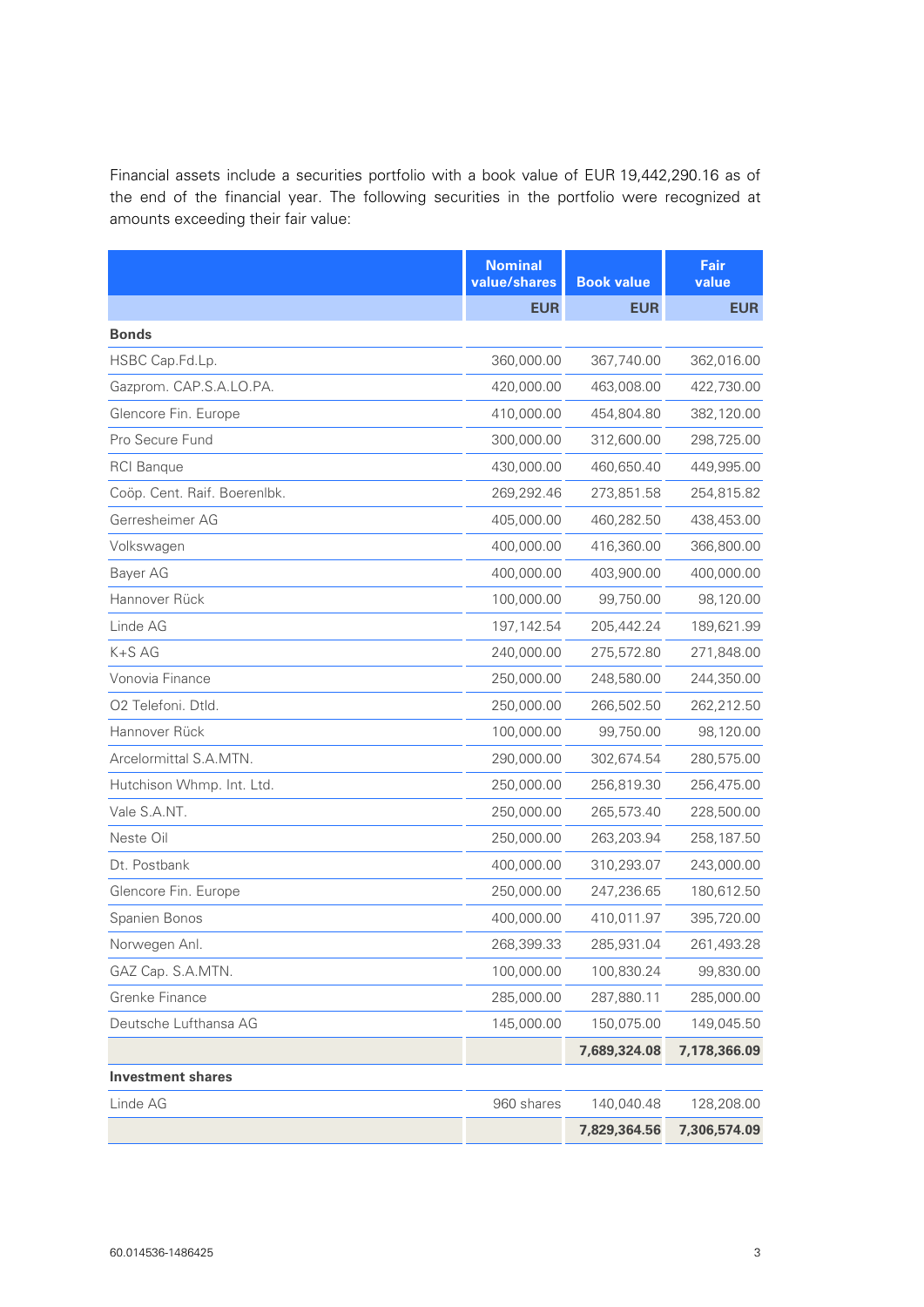Financial assets include a securities portfolio with a book value of EUR 19,442,290.16 as of the end of the financial year. The following securities in the portfolio were recognized at amounts exceeding their fair value:

| | Nominal value/shares | Book value | Fair value |
|---|---|---|---|
| | EUR | EUR | EUR |
| **Bonds** | | | |
| HSBC Cap.Fd.Lp. | 360,000.00 | 367,740.00 | 362,016.00 |
| Gazprom. CAP.S.A.LO.PA. | 420,000.00 | 463,008.00 | 422,730.00 |
| Glencore Fin. Europe | 410,000.00 | 454,804.80 | 382,120.00 |
| Pro Secure Fund | 300,000.00 | 312,600.00 | 298,725.00 |
| RCI Banque | 430,000.00 | 460,650.40 | 449,995.00 |
| Coöp. Cent. Raif. Boerenlbk. | 269,292.46 | 273,851.58 | 254,815.82 |
| Gerresheimer AG | 405,000.00 | 460,282.50 | 438,453.00 |
| Volkswagen | 400,000.00 | 416,360.00 | 366,800.00 |
| Bayer AG | 400,000.00 | 403,900.00 | 400,000.00 |
| Hannover Rück | 100,000.00 | 99,750.00 | 98,120.00 |
| Linde AG | 197,142.54 | 205,442.24 | 189,621.99 |
| K+S AG | 240,000.00 | 275,572.80 | 271,848.00 |
| Vonovia Finance | 250,000.00 | 248,580.00 | 244,350.00 |
| O2 Telefoni. Dtld. | 250,000.00 | 266,502.50 | 262,212.50 |
| Hannover Rück | 100,000.00 | 99,750.00 | 98,120.00 |
| Arcelormittal S.A.MTN. | 290,000.00 | 302,674.54 | 280,575.00 |
| Hutchison Whmp. Int. Ltd. | 250,000.00 | 256,819.30 | 256,475.00 |
| Vale S.A.NT. | 250,000.00 | 265,573.40 | 228,500.00 |
| Neste Oil | 250,000.00 | 263,203.94 | 258,187.50 |
| Dt. Postbank | 400,000.00 | 310,293.07 | 243,000.00 |
| Glencore Fin. Europe | 250,000.00 | 247,236.65 | 180,612.50 |
| Spanien Bonos | 400,000.00 | 410,011.97 | 395,720.00 |
| Norwegen Anl. | 268,399.33 | 285,931.04 | 261,493.28 |
| GAZ Cap. S.A.MTN. | 100,000.00 | 100,830.24 | 99,830.00 |
| Grenke Finance | 285,000.00 | 287,880.11 | 285,000.00 |
| Deutsche Lufthansa AG | 145,000.00 | 150,075.00 | 149,045.50 |
| | | **7,689,324.08** | **7,178,366.09** |
| **Investment shares** | | | |
| Linde AG | 960 shares | 140,040.48 | 128,208.00 |
| | | **7,829,364.56** | **7,306,574.09** |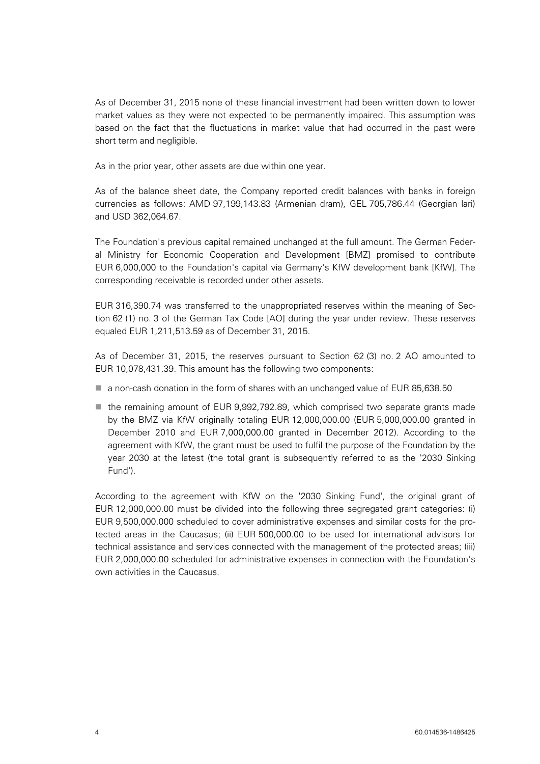As of December 31, 2015 none of these financial investment had been written down to lower market values as they were not expected to be permanently impaired. This assumption was based on the fact that the fluctuations in market value that had occurred in the past were short term and negligible.

As in the prior year, other assets are due within one year.

As of the balance sheet date, the Company reported credit balances with banks in foreign currencies as follows: AMD 97,199,143.83 (Armenian dram), GEL 705,786.44 (Georgian lari) and USD 362,064.67.

The Foundation's previous capital remained unchanged at the full amount. The German Federal Ministry for Economic Cooperation and Development [BMZ] promised to contribute EUR 6,000,000 to the Foundation's capital via Germany's KfW development bank [KfW]. The corresponding receivable is recorded under other assets.

EUR 316,390.74 was transferred to the unappropriated reserves within the meaning of Section 62 (1) no. 3 of the German Tax Code [AO] during the year under review. These reserves equaled EUR 1,211,513.59 as of December 31, 2015.

As of December 31, 2015, the reserves pursuant to Section 62 (3) no. 2 AO amounted to EUR 10,078,431.39. This amount has the following two components:

- a non-cash donation in the form of shares with an unchanged value of EUR 85,638.50
- the remaining amount of EUR 9,992,792.89, which comprised two separate grants made by the BMZ via KfW originally totaling EUR 12,000,000.00 (EUR 5,000,000.00 granted in December 2010 and EUR 7,000,000.00 granted in December 2012). According to the agreement with KfW, the grant must be used to fulfil the purpose of the Foundation by the year 2030 at the latest (the total grant is subsequently referred to as the '2030 Sinking Fund').

According to the agreement with KfW on the '2030 Sinking Fund', the original grant of EUR 12,000,000.00 must be divided into the following three segregated grant categories: (i) EUR 9,500,000.000 scheduled to cover administrative expenses and similar costs for the protected areas in the Caucasus; (ii) EUR 500,000.00 to be used for international advisors for technical assistance and services connected with the management of the protected areas; (iii) EUR 2,000,000.00 scheduled for administrative expenses in connection with the Foundation's own activities in the Caucasus.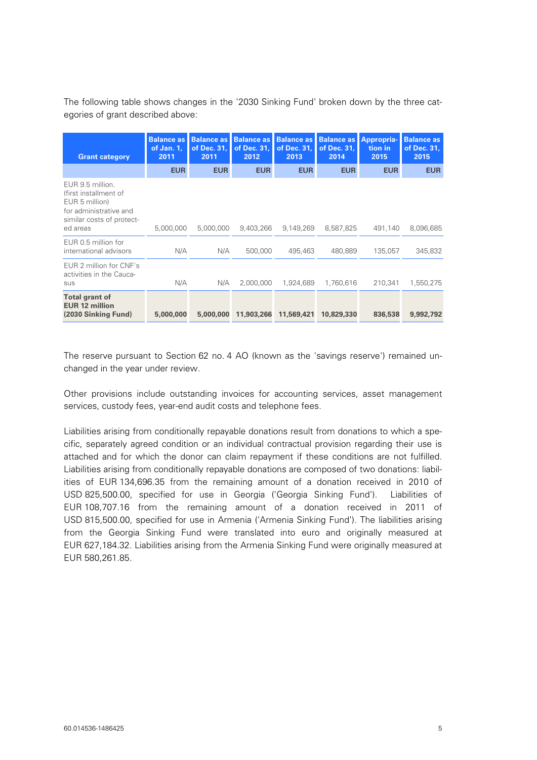The following table shows changes in the '2030 Sinking Fund' broken down by the three categories of grant described above:

| Grant category | Balance as of Jan. 1, 2011 | Balance as of Dec. 31, 2011 | Balance as of Dec. 31, 2012 | Balance as of Dec. 31, 2013 | Balance as of Dec. 31, 2014 | Appropriation in 2015 | Balance as of Dec. 31, 2015 |
|---|---|---|---|---|---|---|---|
| | EUR | EUR | EUR | EUR | EUR | EUR | EUR |
| EUR 9.5 million. (first installment of EUR 5 million) for administrative and similar costs of protected areas | 5,000,000 | 5,000,000 | 9,403,266 | 9,149,269 | 8,587,825 | 491,140 | 8,096,685 |
| EUR 0.5 million for international advisors | N/A | N/A | 500,000 | 495,463 | 480,889 | 135,057 | 345,832 |
| EUR 2 million for CNF's activities in the Caucasus | N/A | N/A | 2,000,000 | 1,924,689 | 1,760,616 | 210,341 | 1,550,275 |
| **Total grant of EUR 12 million (2030 Sinking Fund)** | **5,000,000** | **5,000,000** | **11,903,266** | **11,569,421** | **10,829,330** | **836,538** | **9,992,792** |

The reserve pursuant to Section 62 no. 4 AO (known as the 'savings reserve') remained unchanged in the year under review.

Other provisions include outstanding invoices for accounting services, asset management services, custody fees, year-end audit costs and telephone fees.

Liabilities arising from conditionally repayable donations result from donations to which a specific, separately agreed condition or an individual contractual provision regarding their use is attached and for which the donor can claim repayment if these conditions are not fulfilled. Liabilities arising from conditionally repayable donations are composed of two donations: liabilities of EUR 134,696.35 from the remaining amount of a donation received in 2010 of USD 825,500.00, specified for use in Georgia ('Georgia Sinking Fund'). Liabilities of EUR 108,707.16 from the remaining amount of a donation received in 2011 of USD 815,500.00, specified for use in Armenia ('Armenia Sinking Fund'). The liabilities arising from the Georgia Sinking Fund were translated into euro and originally measured at EUR 627,184.32. Liabilities arising from the Armenia Sinking Fund were originally measured at EUR 580,261.85.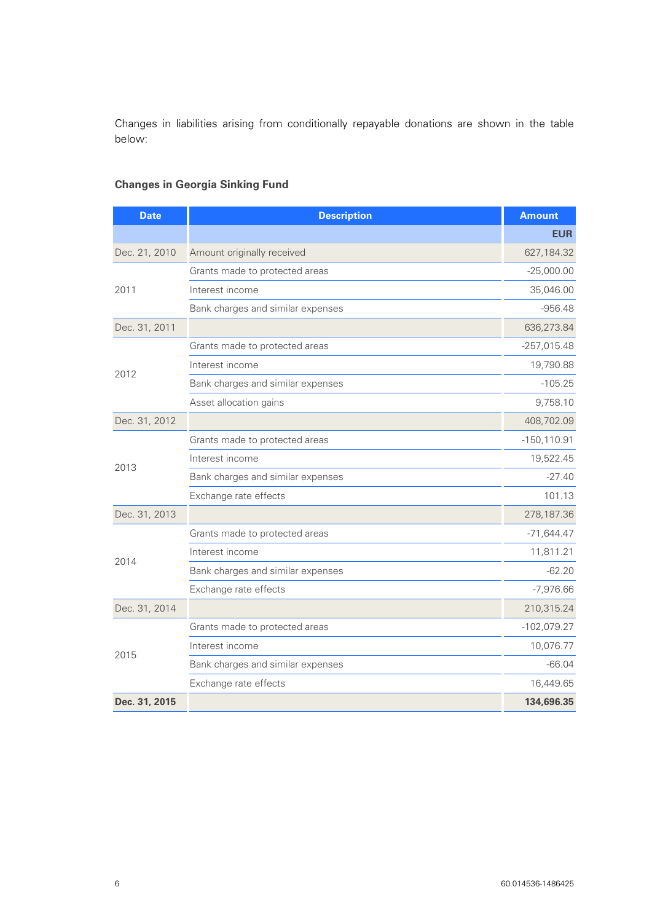Changes in liabilities arising from conditionally repayable donations are shown in the table below:

**Changes in Georgia Sinking Fund**

| Date | Description | Amount |
|---|---|---|
| | | EUR |
| Dec. 21, 2010 | Amount originally received | 627,184.32 |
| 2011 | Grants made to protected areas | -25,000.00 |
| | Interest income | 35,046.00 |
| | Bank charges and similar expenses | -956.48 |
| Dec. 31, 2011 | | 636,273.84 |
| 2012 | Grants made to protected areas | -257,015.48 |
| | Interest income | 19,790.88 |
| | Bank charges and similar expenses | -105.25 |
| | Asset allocation gains | 9,758.10 |
| Dec. 31, 2012 | | 408,702.09 |
| 2013 | Grants made to protected areas | -150,110.91 |
| | Interest income | 19,522.45 |
| | Bank charges and similar expenses | -27.40 |
| | Exchange rate effects | 101.13 |
| Dec. 31, 2013 | | 278,187.36 |
| 2014 | Grants made to protected areas | -71,644.47 |
| | Interest income | 11,811.21 |
| | Bank charges and similar expenses | -62.20 |
| | Exchange rate effects | -7,976.66 |
| Dec. 31, 2014 | | 210,315.24 |
| 2015 | Grants made to protected areas | -102,079.27 |
| | Interest income | 10,076.77 |
| | Bank charges and similar expenses | -66.04 |
| | Exchange rate effects | 16,449.65 |
| **Dec. 31, 2015** | | **134,696.35** |

60.014536-1486425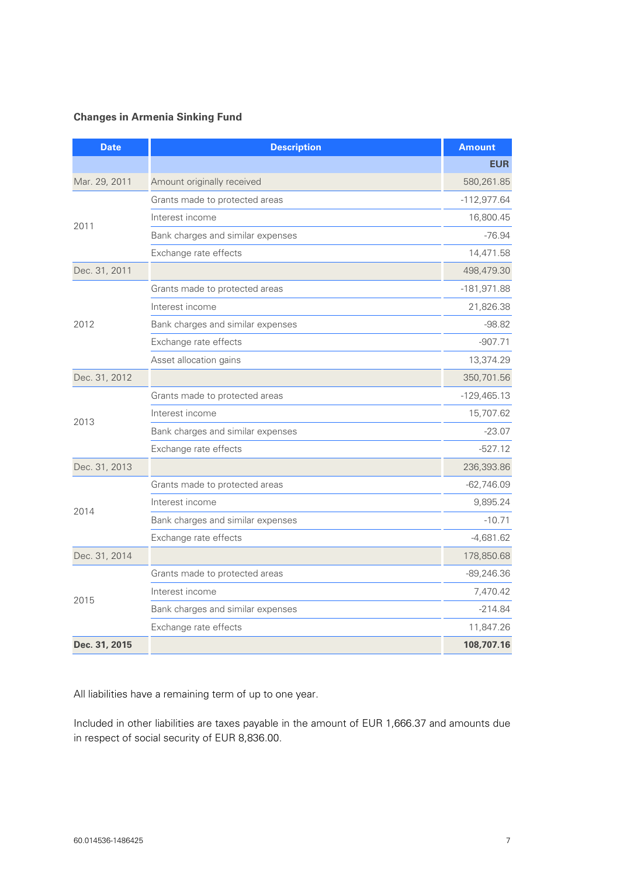**Changes in Armenia Sinking Fund**

| Date | Description | Amount |
|---|---|---|
| | | **EUR** |
| Mar. 29, 2011 | Amount originally received | 580,261.85 |
| 2011 | Grants made to protected areas | -112,977.64 |
| | Interest income | 16,800.45 |
| | Bank charges and similar expenses | -76.94 |
| | Exchange rate effects | 14,471.58 |
| Dec. 31, 2011 | | 498,479.30 |
| 2012 | Grants made to protected areas | -181,971.88 |
| | Interest income | 21,826.38 |
| | Bank charges and similar expenses | -98.82 |
| | Exchange rate effects | -907.71 |
| | Asset allocation gains | 13,374.29 |
| Dec. 31, 2012 | | 350,701.56 |
| 2013 | Grants made to protected areas | -129,465.13 |
| | Interest income | 15,707.62 |
| | Bank charges and similar expenses | -23.07 |
| | Exchange rate effects | -527.12 |
| Dec. 31, 2013 | | 236,393.86 |
| 2014 | Grants made to protected areas | -62,746.09 |
| | Interest income | 9,895.24 |
| | Bank charges and similar expenses | -10.71 |
| | Exchange rate effects | -4,681.62 |
| Dec. 31, 2014 | | 178,850.68 |
| 2015 | Grants made to protected areas | -89,246.36 |
| | Interest income | 7,470.42 |
| | Bank charges and similar expenses | -214.84 |
| | Exchange rate effects | 11,847.26 |
| **Dec. 31, 2015** | | **108,707.16** |

All liabilities have a remaining term of up to one year.

Included in other liabilities are taxes payable in the amount of EUR 1,666.37 and amounts due in respect of social security of EUR 8,836.00.

60.014536-1486425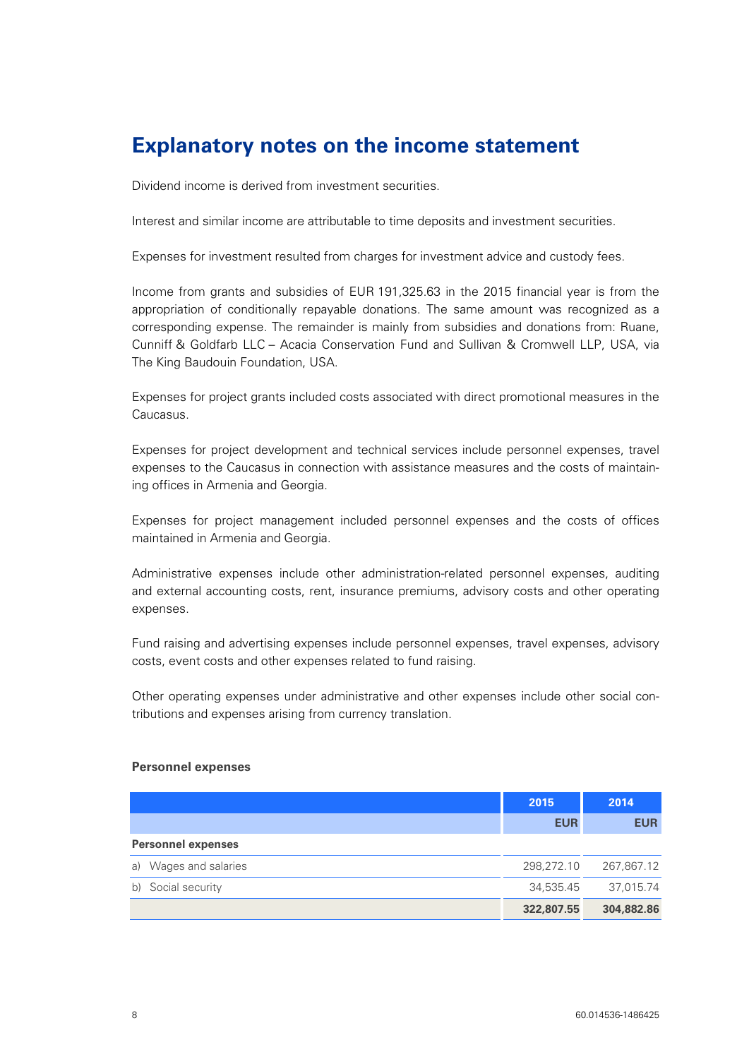# Explanatory notes on the income statement

Dividend income is derived from investment securities.

Interest and similar income are attributable to time deposits and investment securities.

Expenses for investment resulted from charges for investment advice and custody fees.

Income from grants and subsidies of EUR 191,325.63 in the 2015 financial year is from the appropriation of conditionally repayable donations. The same amount was recognized as a corresponding expense. The remainder is mainly from subsidies and donations from: Ruane, Cunniff & Goldfarb LLC – Acacia Conservation Fund and Sullivan & Cromwell LLP, USA, via The King Baudouin Foundation, USA.

Expenses for project grants included costs associated with direct promotional measures in the Caucasus.

Expenses for project development and technical services include personnel expenses, travel expenses to the Caucasus in connection with assistance measures and the costs of maintaining offices in Armenia and Georgia.

Expenses for project management included personnel expenses and the costs of offices maintained in Armenia and Georgia.

Administrative expenses include other administration-related personnel expenses, auditing and external accounting costs, rent, insurance premiums, advisory costs and other operating expenses.

Fund raising and advertising expenses include personnel expenses, travel expenses, advisory costs, event costs and other expenses related to fund raising.

Other operating expenses under administrative and other expenses include other social contributions and expenses arising from currency translation.

**Personnel expenses**

| | 2015 | 2014 |
|---|---|---|
| | **EUR** | **EUR** |
| **Personnel expenses** | | |
| a) Wages and salaries | 298,272.10 | 267,867.12 |
| b) Social security | 34,535.45 | 37,015.74 |
| | **322,807.55** | **304,882.86** |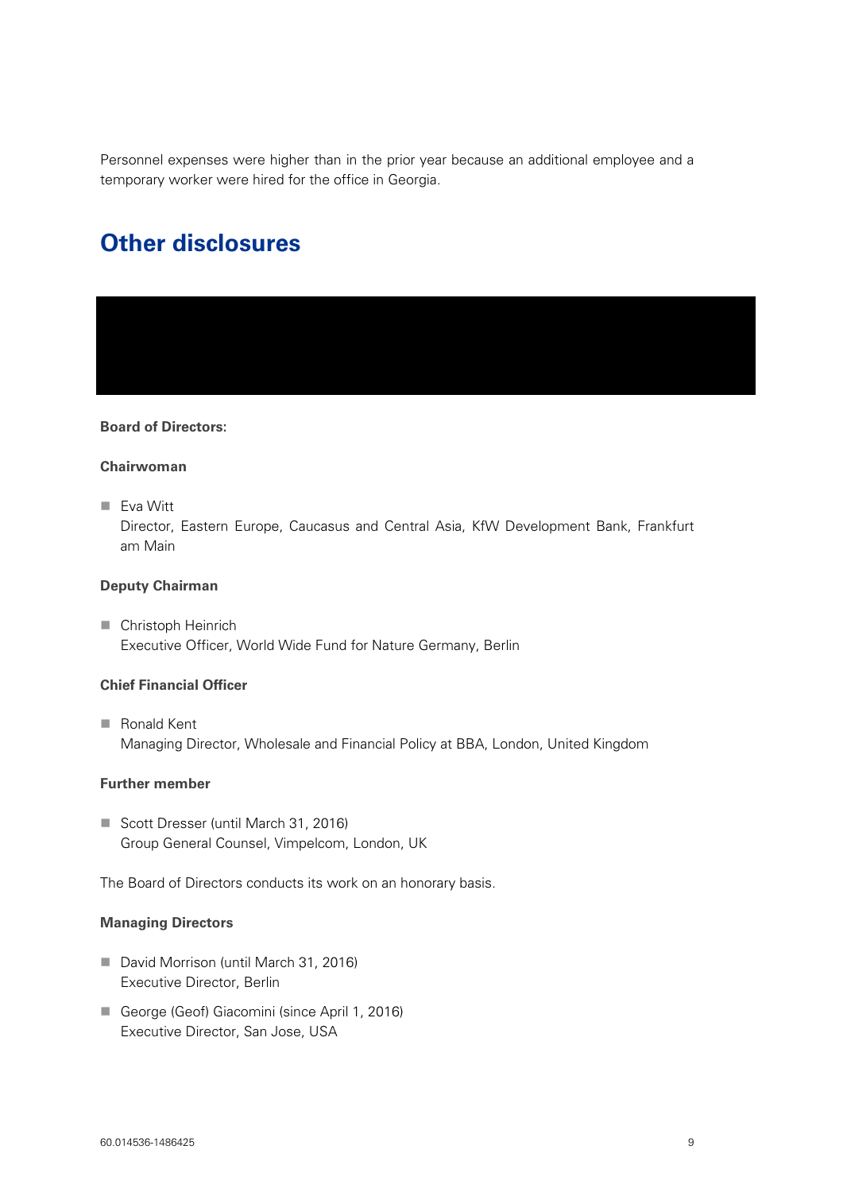Personnel expenses were higher than in the prior year because an additional employee and a temporary worker were hired for the office in Georgia.

# Other disclosures

**Board of Directors:**

**Chairwoman**

- Eva Witt
  Director, Eastern Europe, Caucasus and Central Asia, KfW Development Bank, Frankfurt am Main

**Deputy Chairman**

- Christoph Heinrich
  Executive Officer, World Wide Fund for Nature Germany, Berlin

**Chief Financial Officer**

- Ronald Kent
  Managing Director, Wholesale and Financial Policy at BBA, London, United Kingdom

**Further member**

- Scott Dresser (until March 31, 2016)
  Group General Counsel, Vimpelcom, London, UK

The Board of Directors conducts its work on an honorary basis.

**Managing Directors**

- David Morrison (until March 31, 2016)
  Executive Director, Berlin
- George (Geof) Giacomini (since April 1, 2016)
  Executive Director, San Jose, USA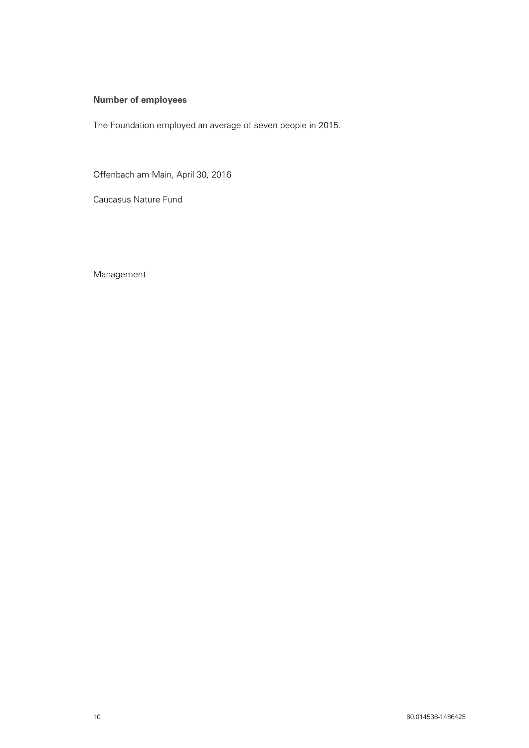**Number of employees**

The Foundation employed an average of seven people in 2015.

Offenbach am Main, April 30, 2016

Caucasus Nature Fund

Management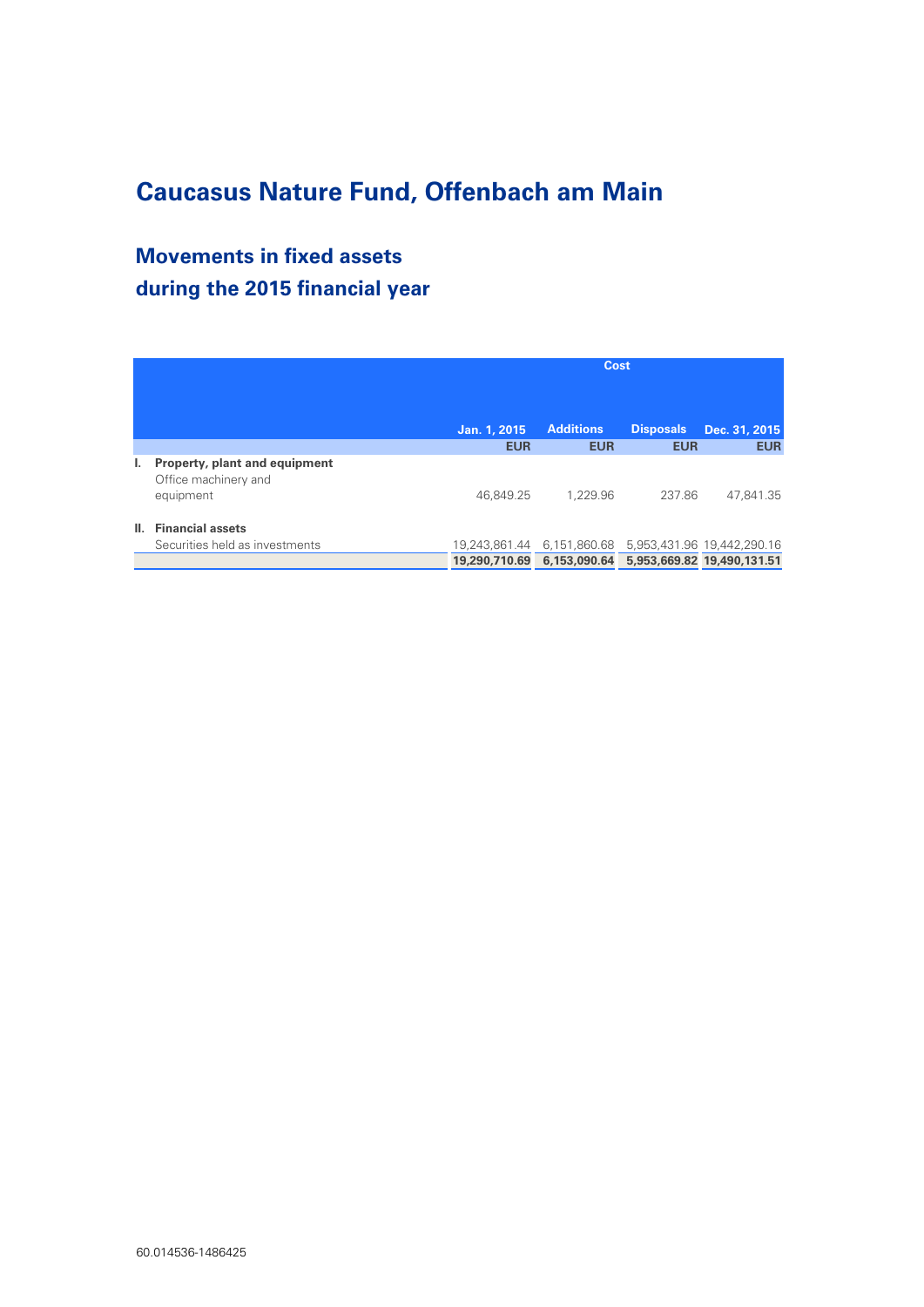# Caucasus Nature Fund, Offenbach am Main

## Movements in fixed assets during the 2015 financial year

| | | Cost | | | |
|---|---|---|---|---|---|
| | | Jan. 1, 2015 | Additions | Disposals | Dec. 31, 2015 |
| | | EUR | EUR | EUR | EUR |
| **I.** | **Property, plant and equipment** | | | | |
| | Office machinery and equipment | 46,849.25 | 1,229.96 | 237.86 | 47,841.35 |
| **II.** | **Financial assets** | | | | |
| | Securities held as investments | 19,243,861.44 | 6,151,860.68 | 5,953,431.96 | 19,442,290.16 |
| | | **19,290,710.69** | **6,153,090.64** | **5,953,669.82** | **19,490,131.51** |

60.014536-1486425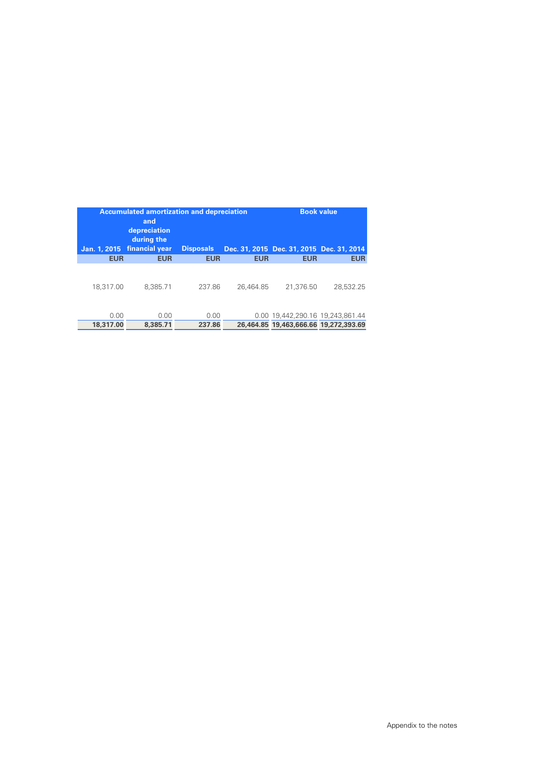| Accumulated amortization and depreciation | | | | Book value | |
|---|---|---|---|---|---|
| Jan. 1, 2015 | and depreciation during the financial year | Disposals | Dec. 31, 2015 | Dec. 31, 2015 | Dec. 31, 2014 |
| EUR | EUR | EUR | EUR | EUR | EUR |
| 18,317.00 | 8,385.71 | 237.86 | 26,464.85 | 21,376.50 | 28,532.25 |
| 0.00 | 0.00 | 0.00 | 0.00 | 19,442,290.16 | 19,243,861.44 |
| **18,317.00** | **8,385.71** | **237.86** | **26,464.85** | **19,463,666.66** | **19,272,393.69** |

Appendix to the notes